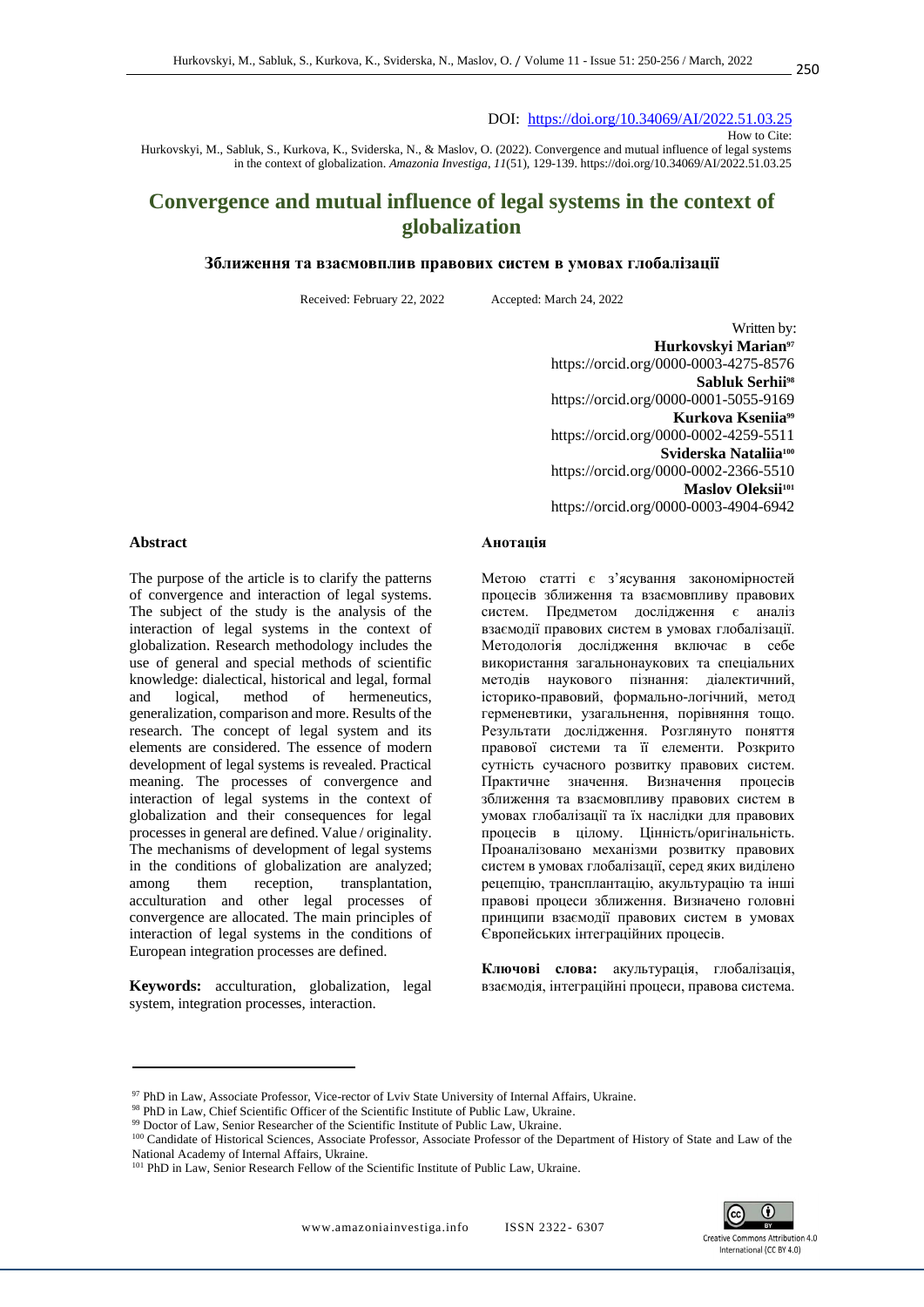DOI: https://doi.org/10.34069/AI/2022.51.03.25

How to Cite:

Hurkovskyi, M., Sabluk, S., Kurkova, K., Sviderska, N., & Maslov, O. (2022). Convergence and mutual influence of legal systems in the context of globalization. *Amazonia Investiga*, *11*(51), 129-139. https://doi.org/10.34069/AI/2022.51.03.25

# Convergence and mutual influence of legal systems in the context of globalization

### Зближення та взаємовплив правових систем в умовах глобалізації

Received: February 22, 2022 Accepted: March 24, 2022

Written by:

**Hurkovskyi Marian**[97]
https://orcid.org/0000-0003-4275-8576

**Sabluk Serhii**[98]
https://orcid.org/0000-0001-5055-9169

**Kurkova Kseniia**[99]
https://orcid.org/0000-0002-4259-5511

**Sviderska Nataliia**[100]
https://orcid.org/0000-0002-2366-5510

**Maslov Oleksii**[101]
https://orcid.org/0000-0003-4904-6942

## Abstract

The purpose of the article is to clarify the patterns of convergence and interaction of legal systems. The subject of the study is the analysis of the interaction of legal systems in the context of globalization. Research methodology includes the use of general and special methods of scientific knowledge: dialectical, historical and legal, formal and logical, method of hermeneutics, generalization, comparison and more. Results of the research. The concept of legal system and its elements are considered. The essence of modern development of legal systems is revealed. Practical meaning. The processes of convergence and interaction of legal systems in the context of globalization and their consequences for legal processes in general are defined. Value / originality. The mechanisms of development of legal systems in the conditions of globalization are analyzed; among them reception, transplantation, acculturation and other legal processes of convergence are allocated. The main principles of interaction of legal systems in the conditions of European integration processes are defined.

**Keywords:** acculturation, globalization, legal system, integration processes, interaction.

## Анотація

Метою статті є з'ясування закономірностей процесів зближення та взаємовпливу правових систем. Предметом дослідження є аналіз взаємодії правових систем в умовах глобалізації. Методологія дослідження включає в себе використання загальнонаукових та спеціальних методів наукового пізнання: діалектичний, історико-правовий, формально-логічний, метод герменевтики, узагальнення, порівняння тощо. Результати дослідження. Розглянуто поняття правової системи та її елементи. Розкрито сутність сучасного розвитку правових систем. Практичне значення. Визначення процесів зближення та взаємовпливу правових систем в умовах глобалізації та їх наслідки для правових процесів в цілому. Цінність/оригінальність. Проаналізовано механізми розвитку правових систем в умовах глобалізації, серед яких виділено рецепцію, трансплантацію, акультурацію та інші правові процеси зближення. Визначено головні принципи взаємодії правових систем в умовах Європейських інтеграційних процесів.

**Ключові слова:** акультурація, глобалізація, взаємодія, інтеграційні процеси, правова система.

---

[97] PhD in Law, Associate Professor, Vice-rector of Lviv State University of Internal Affairs, Ukraine.

[98] PhD in Law, Chief Scientific Officer of the Scientific Institute of Public Law, Ukraine.

[99] Doctor of Law, Senior Researcher of the Scientific Institute of Public Law, Ukraine.

[100] Candidate of Historical Sciences, Associate Professor, Associate Professor of the Department of History of State and Law of the National Academy of Internal Affairs, Ukraine.

[101] PhD in Law, Senior Research Fellow of the Scientific Institute of Public Law, Ukraine.

Creative Commons Attribution 4.0 International (CC BY 4.0)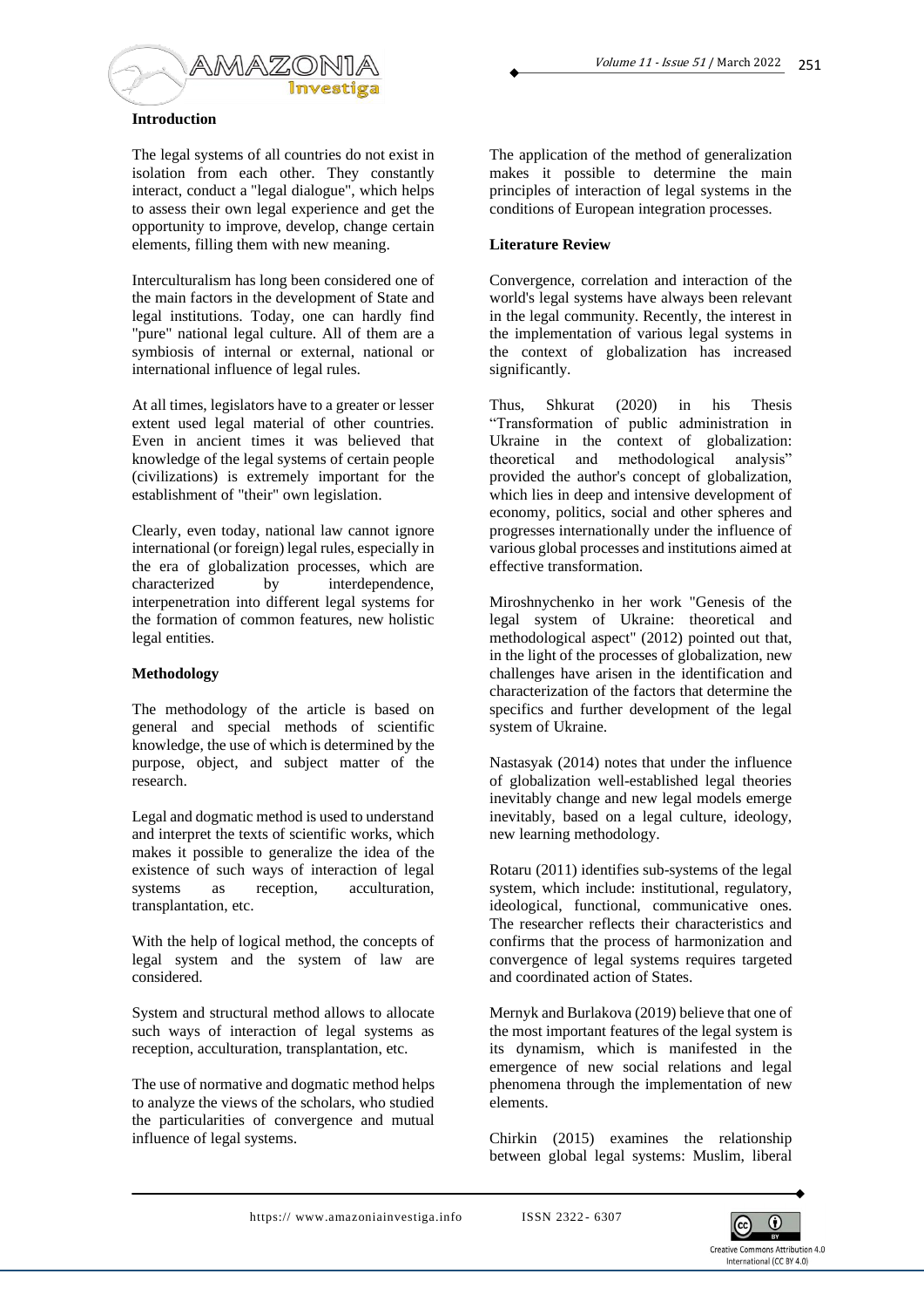## Introduction

The legal systems of all countries do not exist in isolation from each other. They constantly interact, conduct a "legal dialogue", which helps to assess their own legal experience and get the opportunity to improve, develop, change certain elements, filling them with new meaning.

Interculturalism has long been considered one of the main factors in the development of State and legal institutions. Today, one can hardly find "pure" national legal culture. All of them are a symbiosis of internal or external, national or international influence of legal rules.

At all times, legislators have to a greater or lesser extent used legal material of other countries. Even in ancient times it was believed that knowledge of the legal systems of certain people (civilizations) is extremely important for the establishment of "their" own legislation.

Clearly, even today, national law cannot ignore international (or foreign) legal rules, especially in the era of globalization processes, which are characterized by interdependence, interpenetration into different legal systems for the formation of common features, new holistic legal entities.

## Methodology

The methodology of the article is based on general and special methods of scientific knowledge, the use of which is determined by the purpose, object, and subject matter of the research.

Legal and dogmatic method is used to understand and interpret the texts of scientific works, which makes it possible to generalize the idea of the existence of such ways of interaction of legal systems as reception, acculturation, transplantation, etc.

With the help of logical method, the concepts of legal system and the system of law are considered.

System and structural method allows to allocate such ways of interaction of legal systems as reception, acculturation, transplantation, etc.

The use of normative and dogmatic method helps to analyze the views of the scholars, who studied the particularities of convergence and mutual influence of legal systems.

The application of the method of generalization makes it possible to determine the main principles of interaction of legal systems in the conditions of European integration processes.

## Literature Review

Convergence, correlation and interaction of the world's legal systems have always been relevant in the legal community. Recently, the interest in the implementation of various legal systems in the context of globalization has increased significantly.

Thus, Shkurat (2020) in his Thesis "Transformation of public administration in Ukraine in the context of globalization: theoretical and methodological analysis" provided the author's concept of globalization, which lies in deep and intensive development of economy, politics, social and other spheres and progresses internationally under the influence of various global processes and institutions aimed at effective transformation.

Miroshnychenko in her work "Genesis of the legal system of Ukraine: theoretical and methodological aspect" (2012) pointed out that, in the light of the processes of globalization, new challenges have arisen in the identification and characterization of the factors that determine the specifics and further development of the legal system of Ukraine.

Nastasyak (2014) notes that under the influence of globalization well-established legal theories inevitably change and new legal models emerge inevitably, based on a legal culture, ideology, new learning methodology.

Rotaru (2011) identifies sub-systems of the legal system, which include: institutional, regulatory, ideological, functional, communicative ones. The researcher reflects their characteristics and confirms that the process of harmonization and convergence of legal systems requires targeted and coordinated action of States.

Mernyk and Burlakova (2019) believe that one of the most important features of the legal system is its dynamism, which is manifested in the emergence of new social relations and legal phenomena through the implementation of new elements.

Chirkin (2015) examines the relationship between global legal systems: Muslim, liberal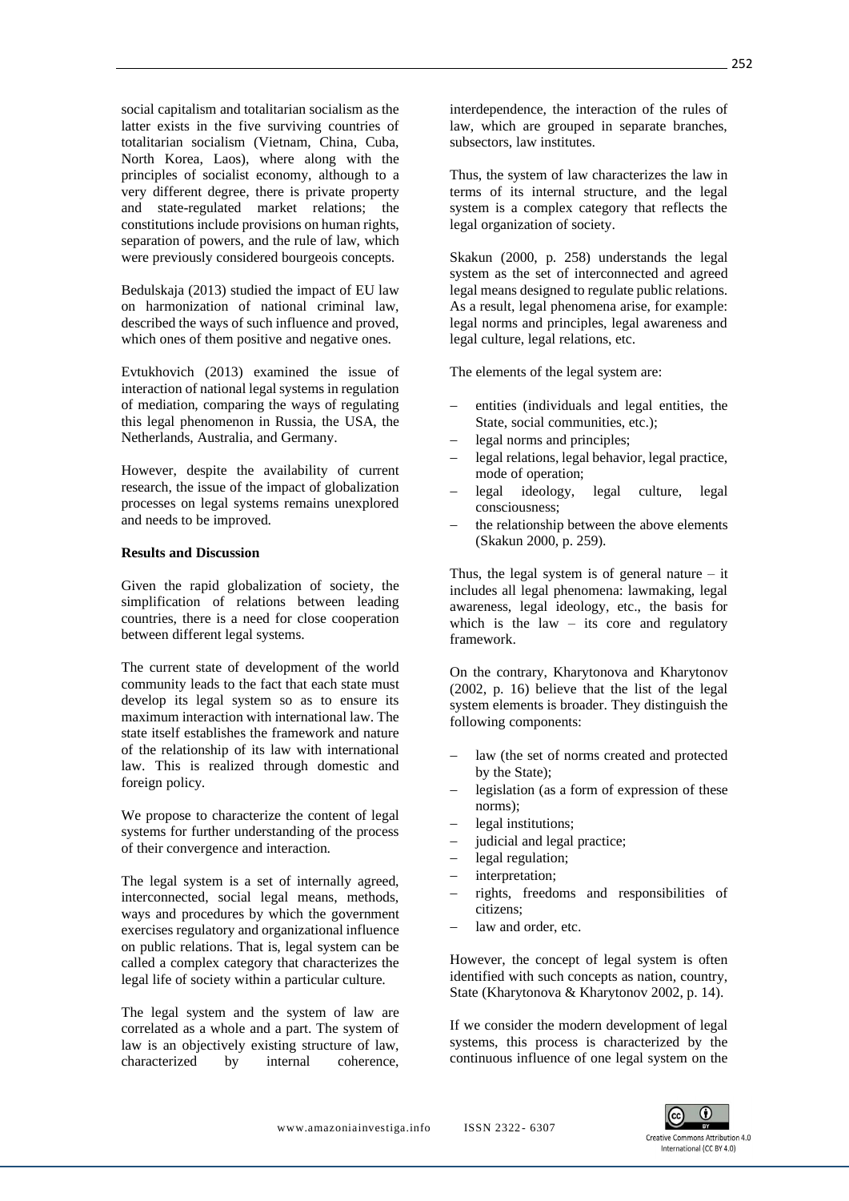social capitalism and totalitarian socialism as the latter exists in the five surviving countries of totalitarian socialism (Vietnam, China, Cuba, North Korea, Laos), where along with the principles of socialist economy, although to a very different degree, there is private property and state-regulated market relations; the constitutions include provisions on human rights, separation of powers, and the rule of law, which were previously considered bourgeois concepts.

Bedulskaja (2013) studied the impact of EU law on harmonization of national criminal law, described the ways of such influence and proved, which ones of them positive and negative ones.

Evtukhovich (2013) examined the issue of interaction of national legal systems in regulation of mediation, comparing the ways of regulating this legal phenomenon in Russia, the USA, the Netherlands, Australia, and Germany.

However, despite the availability of current research, the issue of the impact of globalization processes on legal systems remains unexplored and needs to be improved.

**Results and Discussion**

Given the rapid globalization of society, the simplification of relations between leading countries, there is a need for close cooperation between different legal systems.

The current state of development of the world community leads to the fact that each state must develop its legal system so as to ensure its maximum interaction with international law. The state itself establishes the framework and nature of the relationship of its law with international law. This is realized through domestic and foreign policy.

We propose to characterize the content of legal systems for further understanding of the process of their convergence and interaction.

The legal system is a set of internally agreed, interconnected, social legal means, methods, ways and procedures by which the government exercises regulatory and organizational influence on public relations. That is, legal system can be called a complex category that characterizes the legal life of society within a particular culture.

The legal system and the system of law are correlated as a whole and a part. The system of law is an objectively existing structure of law, characterized by internal coherence, interdependence, the interaction of the rules of law, which are grouped in separate branches, subsectors, law institutes.

Thus, the system of law characterizes the law in terms of its internal structure, and the legal system is a complex category that reflects the legal organization of society.

Skakun (2000, p. 258) understands the legal system as the set of interconnected and agreed legal means designed to regulate public relations. As a result, legal phenomena arise, for example: legal norms and principles, legal awareness and legal culture, legal relations, etc.

The elements of the legal system are:

- entities (individuals and legal entities, the State, social communities, etc.);
- legal norms and principles;
- legal relations, legal behavior, legal practice, mode of operation;
- legal ideology, legal culture, legal consciousness;
- the relationship between the above elements (Skakun 2000, p. 259).

Thus, the legal system is of general nature – it includes all legal phenomena: lawmaking, legal awareness, legal ideology, etc., the basis for which is the law – its core and regulatory framework.

On the contrary, Kharytonova and Kharytonov (2002, p. 16) believe that the list of the legal system elements is broader. They distinguish the following components:

- law (the set of norms created and protected by the State);
- legislation (as a form of expression of these norms);
- legal institutions;
- judicial and legal practice;
- legal regulation;
- interpretation;
- rights, freedoms and responsibilities of citizens;
- law and order, etc.

However, the concept of legal system is often identified with such concepts as nation, country, State (Kharytonova & Kharytonov 2002, p. 14).

If we consider the modern development of legal systems, this process is characterized by the continuous influence of one legal system on the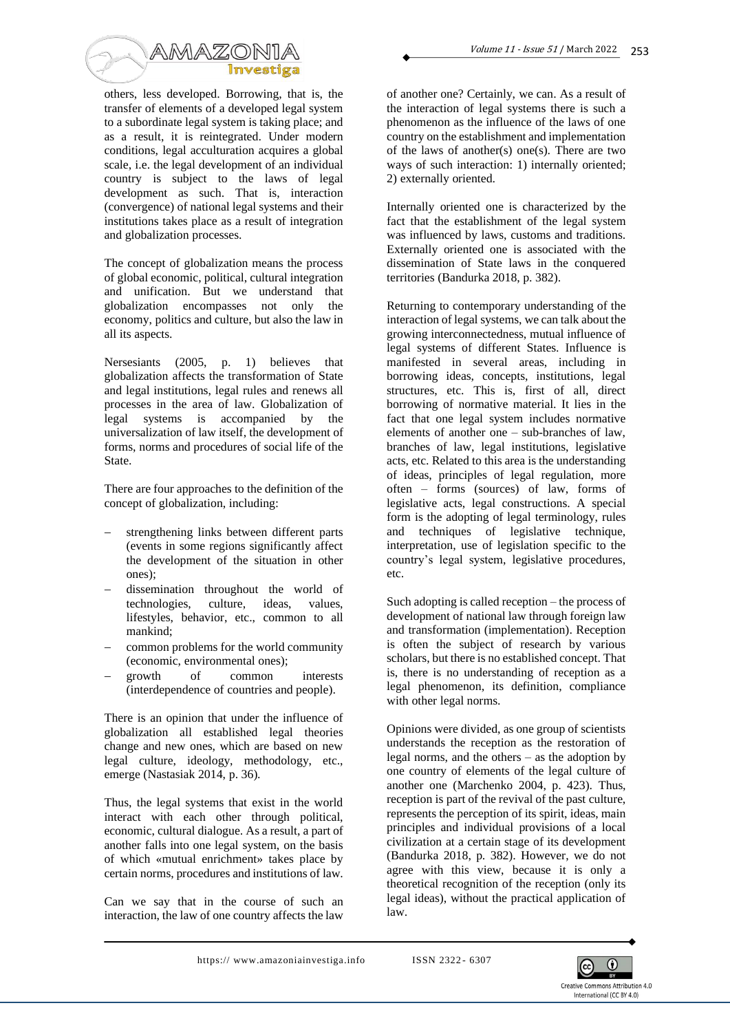others, less developed. Borrowing, that is, the transfer of elements of a developed legal system to a subordinate legal system is taking place; and as a result, it is reintegrated. Under modern conditions, legal acculturation acquires a global scale, i.e. the legal development of an individual country is subject to the laws of legal development as such. That is, interaction (convergence) of national legal systems and their institutions takes place as a result of integration and globalization processes.

The concept of globalization means the process of global economic, political, cultural integration and unification. But we understand that globalization encompasses not only the economy, politics and culture, but also the law in all its aspects.

Nersesiants (2005, p. 1) believes that globalization affects the transformation of State and legal institutions, legal rules and renews all processes in the area of law. Globalization of legal systems is accompanied by the universalization of law itself, the development of forms, norms and procedures of social life of the State.

There are four approaches to the definition of the concept of globalization, including:

- strengthening links between different parts (events in some regions significantly affect the development of the situation in other ones);
- dissemination throughout the world of technologies, culture, ideas, values, lifestyles, behavior, etc., common to all mankind;
- common problems for the world community (economic, environmental ones);
- growth of common interests (interdependence of countries and people).

There is an opinion that under the influence of globalization all established legal theories change and new ones, which are based on new legal culture, ideology, methodology, etc., emerge (Nastasiak 2014, p. 36).

Thus, the legal systems that exist in the world interact with each other through political, economic, cultural dialogue. As a result, a part of another falls into one legal system, on the basis of which «mutual enrichment» takes place by certain norms, procedures and institutions of law.

Can we say that in the course of such an interaction, the law of one country affects the law of another one? Certainly, we can. As a result of the interaction of legal systems there is such a phenomenon as the influence of the laws of one country on the establishment and implementation of the laws of another(s) one(s). There are two ways of such interaction: 1) internally oriented; 2) externally oriented.

Internally oriented one is characterized by the fact that the establishment of the legal system was influenced by laws, customs and traditions. Externally oriented one is associated with the dissemination of State laws in the conquered territories (Bandurka 2018, p. 382).

Returning to contemporary understanding of the interaction of legal systems, we can talk about the growing interconnectedness, mutual influence of legal systems of different States. Influence is manifested in several areas, including in borrowing ideas, concepts, institutions, legal structures, etc. This is, first of all, direct borrowing of normative material. It lies in the fact that one legal system includes normative elements of another one – sub-branches of law, branches of law, legal institutions, legislative acts, etc. Related to this area is the understanding of ideas, principles of legal regulation, more often – forms (sources) of law, forms of legislative acts, legal constructions. A special form is the adopting of legal terminology, rules and techniques of legislative technique, interpretation, use of legislation specific to the country's legal system, legislative procedures, etc.

Such adopting is called reception – the process of development of national law through foreign law and transformation (implementation). Reception is often the subject of research by various scholars, but there is no established concept. That is, there is no understanding of reception as a legal phenomenon, its definition, compliance with other legal norms.

Opinions were divided, as one group of scientists understands the reception as the restoration of legal norms, and the others – as the adoption by one country of elements of the legal culture of another one (Marchenko 2004, p. 423). Thus, reception is part of the revival of the past culture, represents the perception of its spirit, ideas, main principles and individual provisions of a local civilization at a certain stage of its development (Bandurka 2018, p. 382). However, we do not agree with this view, because it is only a theoretical recognition of the reception (only its legal ideas), without the practical application of law.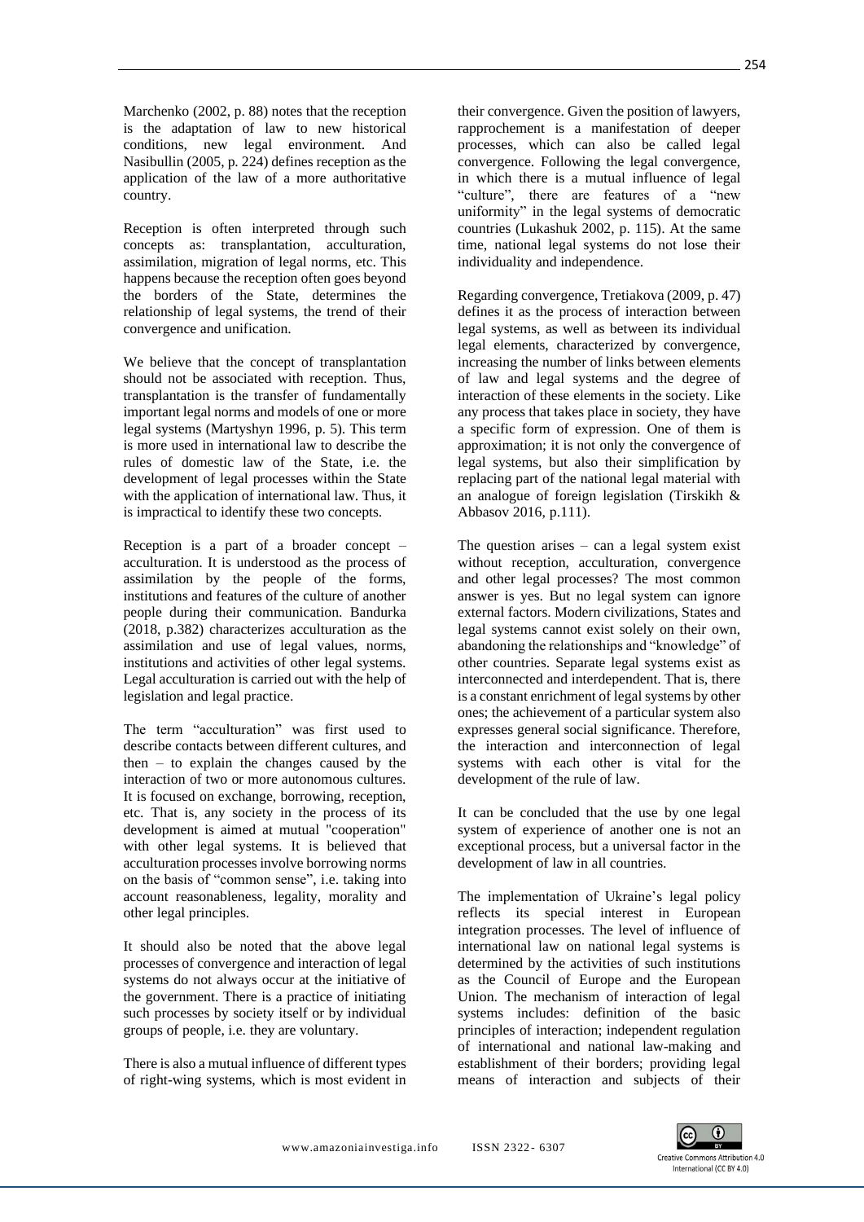Marchenko (2002, p. 88) notes that the reception is the adaptation of law to new historical conditions, new legal environment. And Nasibullin (2005, p. 224) defines reception as the application of the law of a more authoritative country.

Reception is often interpreted through such concepts as: transplantation, acculturation, assimilation, migration of legal norms, etc. This happens because the reception often goes beyond the borders of the State, determines the relationship of legal systems, the trend of their convergence and unification.

We believe that the concept of transplantation should not be associated with reception. Thus, transplantation is the transfer of fundamentally important legal norms and models of one or more legal systems (Martyshyn 1996, p. 5). This term is more used in international law to describe the rules of domestic law of the State, i.e. the development of legal processes within the State with the application of international law. Thus, it is impractical to identify these two concepts.

Reception is a part of a broader concept – acculturation. It is understood as the process of assimilation by the people of the forms, institutions and features of the culture of another people during their communication. Bandurka (2018, p.382) characterizes acculturation as the assimilation and use of legal values, norms, institutions and activities of other legal systems. Legal acculturation is carried out with the help of legislation and legal practice.

The term "acculturation" was first used to describe contacts between different cultures, and then – to explain the changes caused by the interaction of two or more autonomous cultures. It is focused on exchange, borrowing, reception, etc. That is, any society in the process of its development is aimed at mutual "cooperation" with other legal systems. It is believed that acculturation processes involve borrowing norms on the basis of "common sense", i.e. taking into account reasonableness, legality, morality and other legal principles.

It should also be noted that the above legal processes of convergence and interaction of legal systems do not always occur at the initiative of the government. There is a practice of initiating such processes by society itself or by individual groups of people, i.e. they are voluntary.

There is also a mutual influence of different types of right-wing systems, which is most evident in their convergence. Given the position of lawyers, rapprochement is a manifestation of deeper processes, which can also be called legal convergence. Following the legal convergence, in which there is a mutual influence of legal "culture", there are features of a "new uniformity" in the legal systems of democratic countries (Lukashuk 2002, p. 115). At the same time, national legal systems do not lose their individuality and independence.

Regarding convergence, Tretiakova (2009, p. 47) defines it as the process of interaction between legal systems, as well as between its individual legal elements, characterized by convergence, increasing the number of links between elements of law and legal systems and the degree of interaction of these elements in the society. Like any process that takes place in society, they have a specific form of expression. One of them is approximation; it is not only the convergence of legal systems, but also their simplification by replacing part of the national legal material with an analogue of foreign legislation (Tirskikh & Abbasov 2016, p.111).

The question arises – can a legal system exist without reception, acculturation, convergence and other legal processes? The most common answer is yes. But no legal system can ignore external factors. Modern civilizations, States and legal systems cannot exist solely on their own, abandoning the relationships and "knowledge" of other countries. Separate legal systems exist as interconnected and interdependent. That is, there is a constant enrichment of legal systems by other ones; the achievement of a particular system also expresses general social significance. Therefore, the interaction and interconnection of legal systems with each other is vital for the development of the rule of law.

It can be concluded that the use by one legal system of experience of another one is not an exceptional process, but a universal factor in the development of law in all countries.

The implementation of Ukraine's legal policy reflects its special interest in European integration processes. The level of influence of international law on national legal systems is determined by the activities of such institutions as the Council of Europe and the European Union. The mechanism of interaction of legal systems includes: definition of the basic principles of interaction; independent regulation of international and national law-making and establishment of their borders; providing legal means of interaction and subjects of their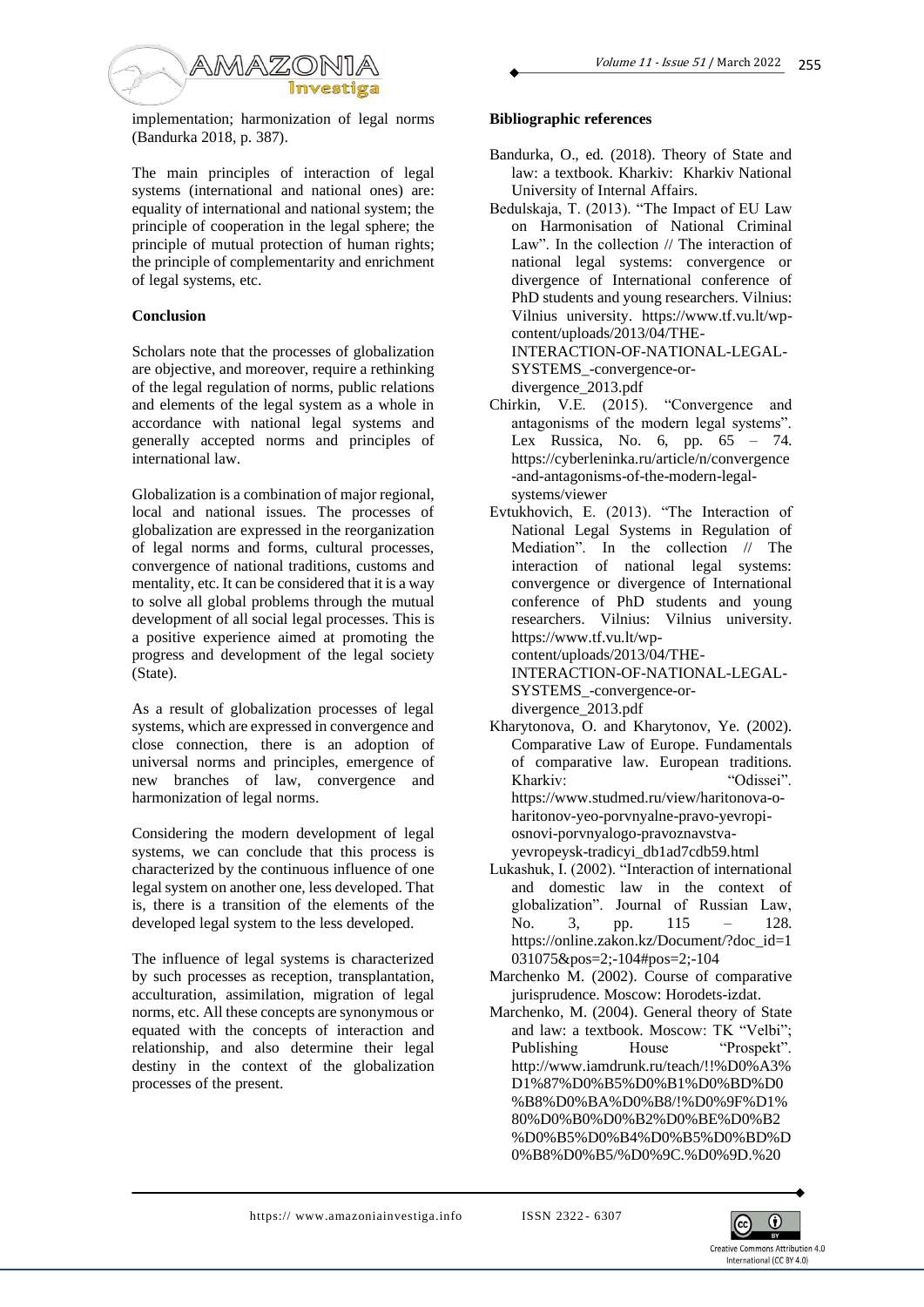implementation; harmonization of legal norms (Bandurka 2018, p. 387).

The main principles of interaction of legal systems (international and national ones) are: equality of international and national system; the principle of cooperation in the legal sphere; the principle of mutual protection of human rights; the principle of complementarity and enrichment of legal systems, etc.

## Conclusion

Scholars note that the processes of globalization are objective, and moreover, require a rethinking of the legal regulation of norms, public relations and elements of the legal system as a whole in accordance with national legal systems and generally accepted norms and principles of international law.

Globalization is a combination of major regional, local and national issues. The processes of globalization are expressed in the reorganization of legal norms and forms, cultural processes, convergence of national traditions, customs and mentality, etc. It can be considered that it is a way to solve all global problems through the mutual development of all social legal processes. This is a positive experience aimed at promoting the progress and development of the legal society (State).

As a result of globalization processes of legal systems, which are expressed in convergence and close connection, there is an adoption of universal norms and principles, emergence of new branches of law, convergence and harmonization of legal norms.

Considering the modern development of legal systems, we can conclude that this process is characterized by the continuous influence of one legal system on another one, less developed. That is, there is a transition of the elements of the developed legal system to the less developed.

The influence of legal systems is characterized by such processes as reception, transplantation, acculturation, assimilation, migration of legal norms, etc. All these concepts are synonymous or equated with the concepts of interaction and relationship, and also determine their legal destiny in the context of the globalization processes of the present.

## Bibliographic references

Bandurka, O., ed. (2018). Theory of State and law: a textbook. Kharkiv: Kharkiv National University of Internal Affairs.

Bedulskaja, T. (2013). "The Impact of EU Law on Harmonisation of National Criminal Law". In the collection // The interaction of national legal systems: convergence or divergence of International conference of PhD students and young researchers. Vilnius: Vilnius university. https://www.tf.vu.lt/wp-content/uploads/2013/04/THE-INTERACTION-OF-NATIONAL-LEGAL-SYSTEMS_-convergence-or-divergence_2013.pdf

Chirkin, V.E. (2015). "Convergence and antagonisms of the modern legal systems". Lex Russica, No. 6, pp. 65 – 74. https://cyberleninka.ru/article/n/convergence-and-antagonisms-of-the-modern-legal-systems/viewer

Evtukhovich, E. (2013). "The Interaction of National Legal Systems in Regulation of Mediation". In the collection // The interaction of national legal systems: convergence or divergence of International conference of PhD students and young researchers. Vilnius: Vilnius university. https://www.tf.vu.lt/wp-content/uploads/2013/04/THE-INTERACTION-OF-NATIONAL-LEGAL-SYSTEMS_-convergence-or-divergence_2013.pdf

Kharytonova, O. and Kharytonov, Ye. (2002). Comparative Law of Europe. Fundamentals of comparative law. European traditions. Kharkiv: "Odissei". https://www.studmed.ru/view/haritonova-o-haritonov-yeo-porvnyalne-pravo-yevropi-osnovi-porvnyalogo-pravoznavstva-yevropeysk-tradicyi_db1ad7cdb59.html

Lukashuk, I. (2002). "Interaction of international and domestic law in the context of globalization". Journal of Russian Law, No. 3, pp. 115 – 128. https://online.zakon.kz/Document/?doc_id=1031075&pos=2;-104#pos=2;-104

Marchenko M. (2002). Course of comparative jurisprudence. Moscow: Horodets-izdat.

Marchenko, M. (2004). General theory of State and law: a textbook. Moscow: TK "Velbi"; Publishing House "Prospekt". http://www.iamdrunk.ru/teach/!!%D0%A3%D1%87%D0%B5%D0%B1%D0%BD%D0%B8%D0%BA%D0%B8/!%D0%9F%D1%80%D0%B0%D0%B2%D0%BE%D0%B2%D0%B5%D0%B4%D0%B5%D0%BD%D0%B8%D0%B5/%D0%9C.%D0%9D.%20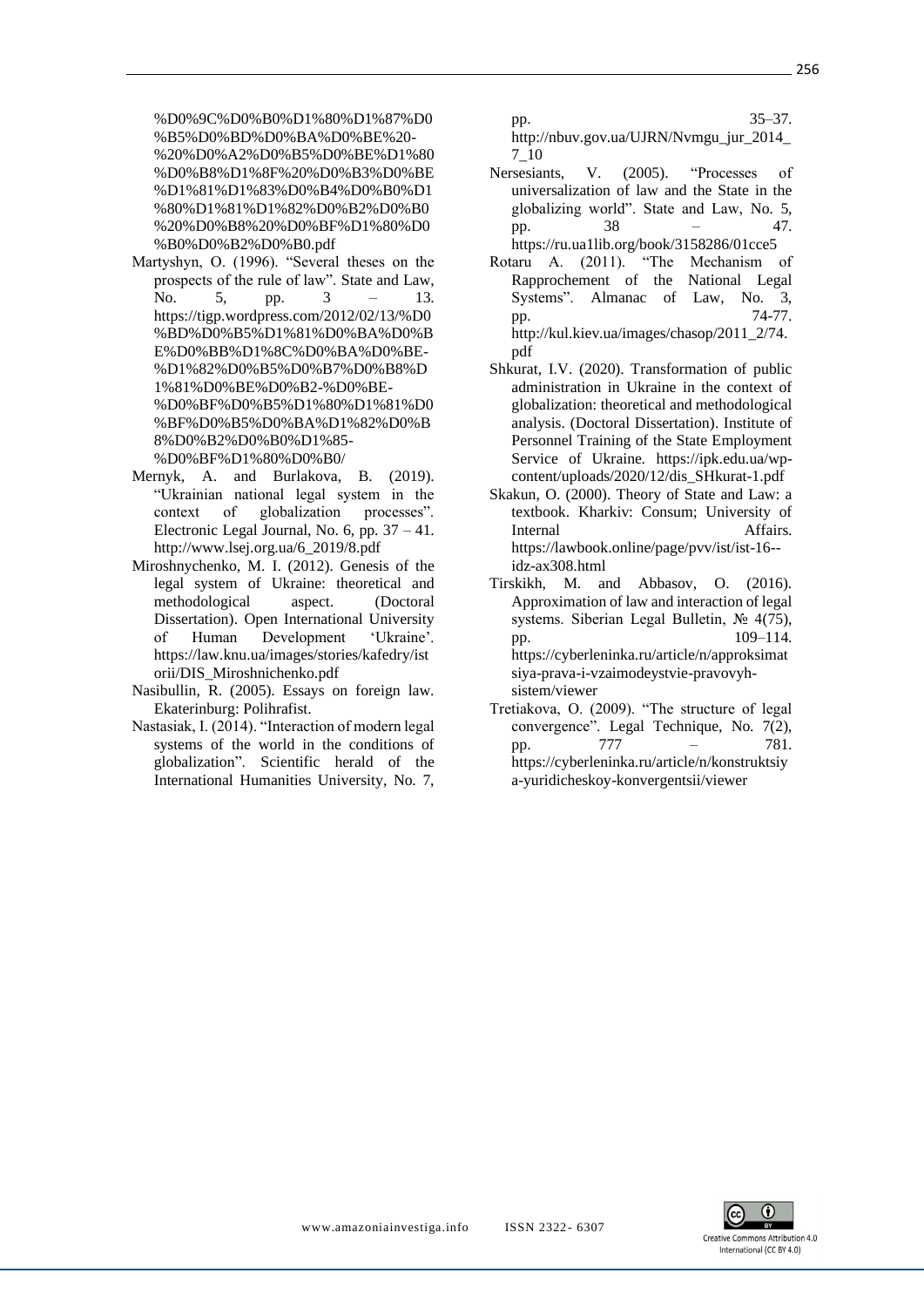%D0%9C%D0%B0%D1%80%D1%87%D0%B5%D0%BD%D0%BA%D0%BE%20-%20%D0%A2%D0%B5%D0%BE%D1%80%D0%B8%D1%8F%20%D0%B3%D0%BE%D1%81%D1%83%D0%B4%D0%B0%D1%80%D1%81%D1%82%D0%B2%D0%B0%20%D0%B8%20%D0%BF%D1%80%D0%B0%D0%B2%D0%B0.pdf

Martyshyn, O. (1996). "Several theses on the prospects of the rule of law". State and Law, No. 5, pp. 3 – 13. https://tigp.wordpress.com/2012/02/13/%D0%BD%D0%B5%D1%81%D0%BA%D0%BE%D0%BB%D1%8C%D0%BA%D0%BE-%D1%82%D0%B5%D0%B7%D0%B8%D1%81%D0%BE%D0%B2-%D0%BE-%D0%BF%D0%B5%D1%80%D1%81%D0%BF%D0%B5%D0%BA%D1%82%D0%B8%D0%B2%D0%B0%D1%85-%D0%BF%D1%80%D0%B0/

Mernyk, A. and Burlakova, B. (2019). "Ukrainian national legal system in the context of globalization processes". Electronic Legal Journal, No. 6, pp. 37 – 41. http://www.lsej.org.ua/6_2019/8.pdf

Miroshnychenko, M. I. (2012). Genesis of the legal system of Ukraine: theoretical and methodological aspect. (Doctoral Dissertation). Open International University of Human Development 'Ukraine'. https://law.knu.ua/images/stories/kafedry/istorii/DIS_Miroshnichenko.pdf

Nasibullin, R. (2005). Essays on foreign law. Ekaterinburg: Polihrafist.

Nastasiak, I. (2014). "Interaction of modern legal systems of the world in the conditions of globalization". Scientific herald of the International Humanities University, No. 7, pp. 35–37. http://nbuv.gov.ua/UJRN/Nvmgu_jur_2014_7_10

Nersesiants, V. (2005). "Processes of universalization of law and the State in the globalizing world". State and Law, No. 5, pp. 38 – 47. https://ru.ua1lib.org/book/3158286/01cce5

Rotaru A. (2011). "The Mechanism of Rapprochement of the National Legal Systems". Almanac of Law, No. 3, pp. 74-77. http://kul.kiev.ua/images/chasop/2011_2/74.pdf

Shkurat, I.V. (2020). Transformation of public administration in Ukraine in the context of globalization: theoretical and methodological analysis. (Doctoral Dissertation). Institute of Personnel Training of the State Employment Service of Ukraine. https://ipk.edu.ua/wp-content/uploads/2020/12/dis_SHkurat-1.pdf

Skakun, O. (2000). Theory of State and Law: a textbook. Kharkiv: Consum; University of Internal Affairs. https://lawbook.online/page/pvv/ist/ist-16--idz-ax308.html

Tirskikh, M. and Abbasov, O. (2016). Approximation of law and interaction of legal systems. Siberian Legal Bulletin, № 4(75), pp. 109–114. https://cyberleninka.ru/article/n/approksimatsiya-prava-i-vzaimodeystvie-pravovyh-sistem/viewer

Tretiakova, O. (2009). "The structure of legal convergence". Legal Technique, No. 7(2), pp. 777 – 781. https://cyberleninka.ru/article/n/konstruktsiya-yuridicheskoy-konvergentsii/viewer